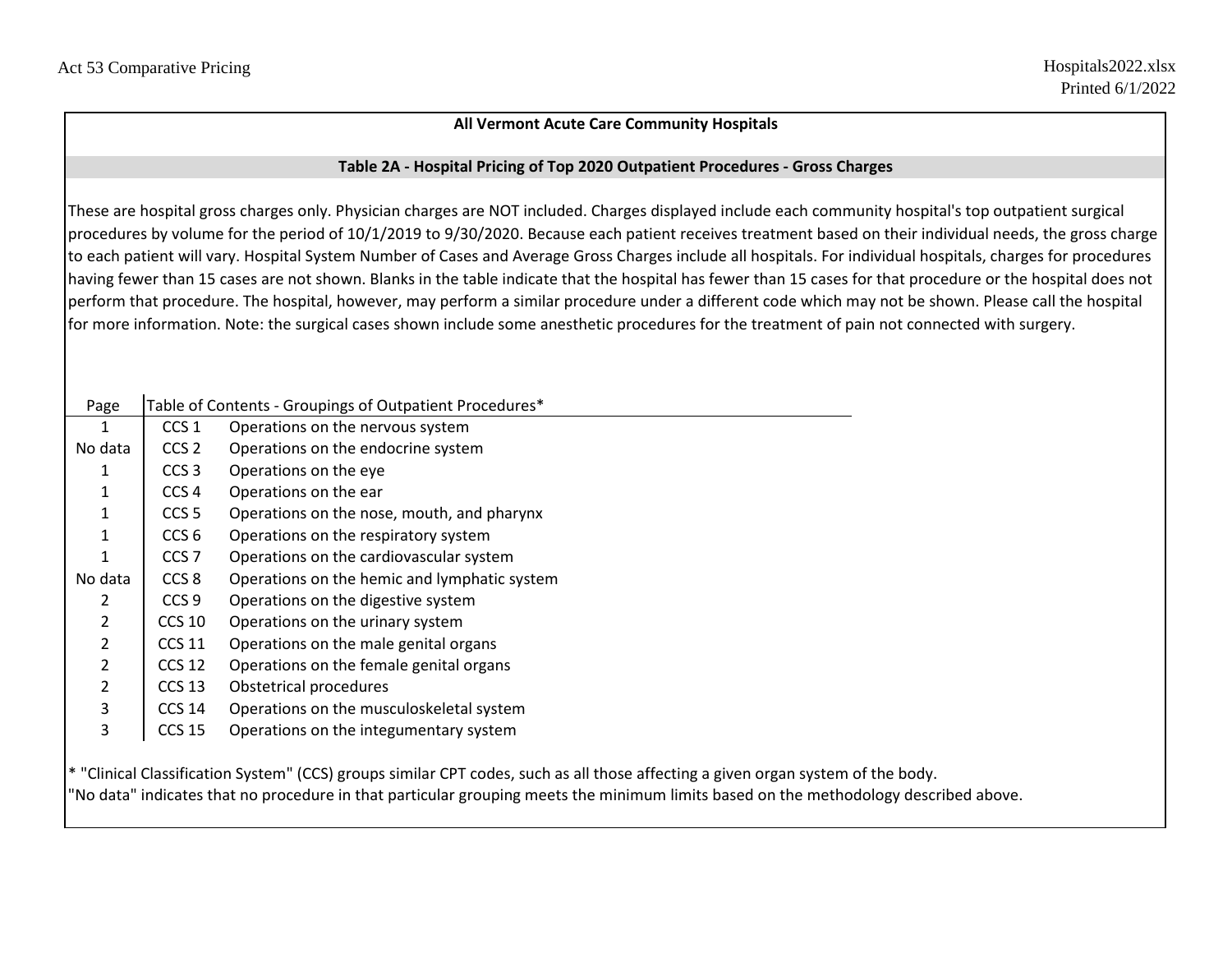**All Vermont Acute Care Community Hospitals**

**Table 2A - Hospital Pricing of Top 2020 Outpatient Procedures - Gross Charges**

These are hospital gross charges only. Physician charges are NOT included. Charges displayed include each community hospital's top outpatient surgical procedures by volume for the period of 10/1/2019 to 9/30/2020. Because each patient receives treatment based on their individual needs, the gross charge to each patient will vary. Hospital System Number of Cases and Average Gross Charges include all hospitals. For individual hospitals, charges for procedures having fewer than 15 cases are not shown. Blanks in the table indicate that the hospital has fewer than 15 cases for that procedure or the hospital does not perform that procedure. The hospital, however, may perform a similar procedure under a different code which may not be shown. Please call the hospital for more information. Note: the surgical cases shown include some anesthetic procedures for the treatment of pain not connected with surgery.

| Page | Table of Contents - Groupings of Outpatient Procedures* | |
|---|---|---|
| 1 | CCS 1 | Operations on the nervous system |
| No data | CCS 2 | Operations on the endocrine system |
| 1 | CCS 3 | Operations on the eye |
| 1 | CCS 4 | Operations on the ear |
| 1 | CCS 5 | Operations on the nose, mouth, and pharynx |
| 1 | CCS 6 | Operations on the respiratory system |
| 1 | CCS 7 | Operations on the cardiovascular system |
| No data | CCS 8 | Operations on the hemic and lymphatic system |
| 2 | CCS 9 | Operations on the digestive system |
| 2 | CCS 10 | Operations on the urinary system |
| 2 | CCS 11 | Operations on the male genital organs |
| 2 | CCS 12 | Operations on the female genital organs |
| 2 | CCS 13 | Obstetrical procedures |
| 3 | CCS 14 | Operations on the musculoskeletal system |
| 3 | CCS 15 | Operations on the integumentary system |

* "Clinical Classification System" (CCS) groups similar CPT codes, such as all those affecting a given organ system of the body.
"No data" indicates that no procedure in that particular grouping meets the minimum limits based on the methodology described above.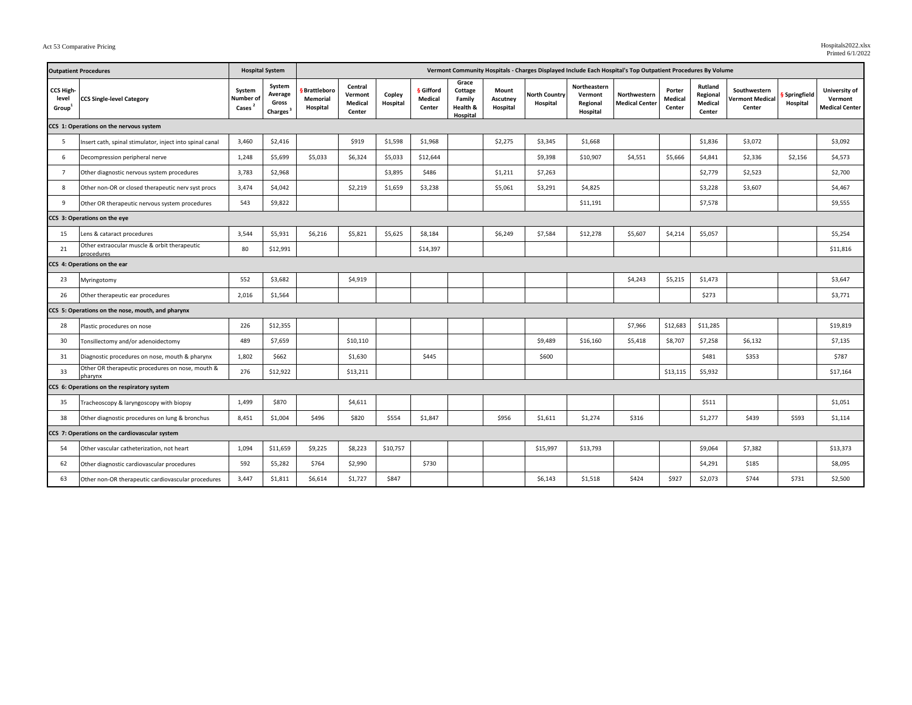| Outpatient Procedures | | Hospital System | | Vermont Community Hospitals - Charges Displayed Include Each Hospital's Top Outpatient Procedures By Volume | | | | | | | | | | | | | |
|---|---|---|---|---|---|---|---|---|---|---|---|---|---|---|---|---|---|
| CCS High-level Group[1] | CCS Single-level Category | System Number of Cases [2] | System Average Gross Charges [3] | § Brattleboro Memorial Hospital | Central Vermont Medical Center | Copley Hospital | § Gifford Medical Center | Grace Cottage Family Health & Hospital | Mount Ascutney Hospital | North Country Hospital | Northeastern Vermont Regional Hospital | Northwestern Medical Center | Porter Medical Center | Rutland Regional Medical Center | Southwestern Vermont Medical Center | § Springfield Hospital | University of Vermont Medical Center |
| **CCS 1: Operations on the nervous system** | | | | | | | | | | | | | | | | | |
| 5 | Insert cath, spinal stimulator, inject into spinal canal | 3,460 | $2,416 | | $919 | $1,598 | $1,968 | | $2,275 | $3,345 | $1,668 | | | $1,836 | $3,072 | | $3,092 |
| 6 | Decompression peripheral nerve | 1,248 | $5,699 | $5,033 | $6,324 | $5,033 | $12,644 | | | $9,398 | $10,907 | $4,551 | $5,666 | $4,841 | $2,336 | $2,156 | $4,573 |
| 7 | Other diagnostic nervous system procedures | 3,783 | $2,968 | | | $3,895 | $486 | | $1,211 | $7,263 | | | | $2,779 | $2,523 | | $2,700 |
| 8 | Other non-OR or closed therapeutic nerv syst procs | 3,474 | $4,042 | | $2,219 | $1,659 | $3,238 | | $5,061 | $3,291 | $4,825 | | | $3,228 | $3,607 | | $4,467 |
| 9 | Other OR therapeutic nervous system procedures | 543 | $9,822 | | | | | | | | $11,191 | | | $7,578 | | | $9,555 |
| **CCS 3: Operations on the eye** | | | | | | | | | | | | | | | | | |
| 15 | Lens & cataract procedures | 3,544 | $5,931 | $6,216 | $5,821 | $5,625 | $8,184 | | $6,249 | $7,584 | $12,278 | $5,607 | $4,214 | $5,057 | | | $5,254 |
| 21 | Other extraocular muscle & orbit therapeutic procedures | 80 | $12,991 | | | | $14,397 | | | | | | | | | | $11,816 |
| **CCS 4: Operations on the ear** | | | | | | | | | | | | | | | | | |
| 23 | Myringotomy | 552 | $3,682 | | $4,919 | | | | | | | $4,243 | $5,215 | $1,473 | | | $3,647 |
| 26 | Other therapeutic ear procedures | 2,016 | $1,564 | | | | | | | | | | | $273 | | | $3,771 |
| **CCS 5: Operations on the nose, mouth, and pharynx** | | | | | | | | | | | | | | | | | |
| 28 | Plastic procedures on nose | 226 | $12,355 | | | | | | | | | $7,966 | $12,683 | $11,285 | | | $19,819 |
| 30 | Tonsillectomy and/or adenoidectomy | 489 | $7,659 | | $10,110 | | | | | $9,489 | $16,160 | $5,418 | $8,707 | $7,258 | $6,132 | | $7,135 |
| 31 | Diagnostic procedures on nose, mouth & pharynx | 1,802 | $662 | | $1,630 | | $445 | | | $600 | | | | $481 | $353 | | $787 |
| 33 | Other OR therapeutic procedures on nose, mouth & pharynx | 276 | $12,922 | | $13,211 | | | | | | | | $13,115 | $5,932 | | | $17,164 |
| **CCS 6: Operations on the respiratory system** | | | | | | | | | | | | | | | | | |
| 35 | Tracheoscopy & laryngoscopy with biopsy | 1,499 | $870 | | $4,611 | | | | | | | | | $511 | | | $1,051 |
| 38 | Other diagnostic procedures on lung & bronchus | 8,451 | $1,004 | $496 | $820 | $554 | $1,847 | | $956 | $1,611 | $1,274 | $316 | | $1,277 | $439 | $593 | $1,114 |
| **CCS 7: Operations on the cardiovascular system** | | | | | | | | | | | | | | | | | |
| 54 | Other vascular catheterization, not heart | 1,094 | $11,659 | $9,225 | $8,223 | $10,757 | | | | $15,997 | $13,793 | | | $9,064 | $7,382 | | $13,373 |
| 62 | Other diagnostic cardiovascular procedures | 592 | $5,282 | $764 | $2,990 | | $730 | | | | | | | $4,291 | $185 | | $8,095 |
| 63 | Other non-OR therapeutic cardiovascular procedures | 3,447 | $1,811 | $6,614 | $1,727 | $847 | | | | $6,143 | $1,518 | $424 | $927 | $2,073 | $744 | $731 | $2,500 |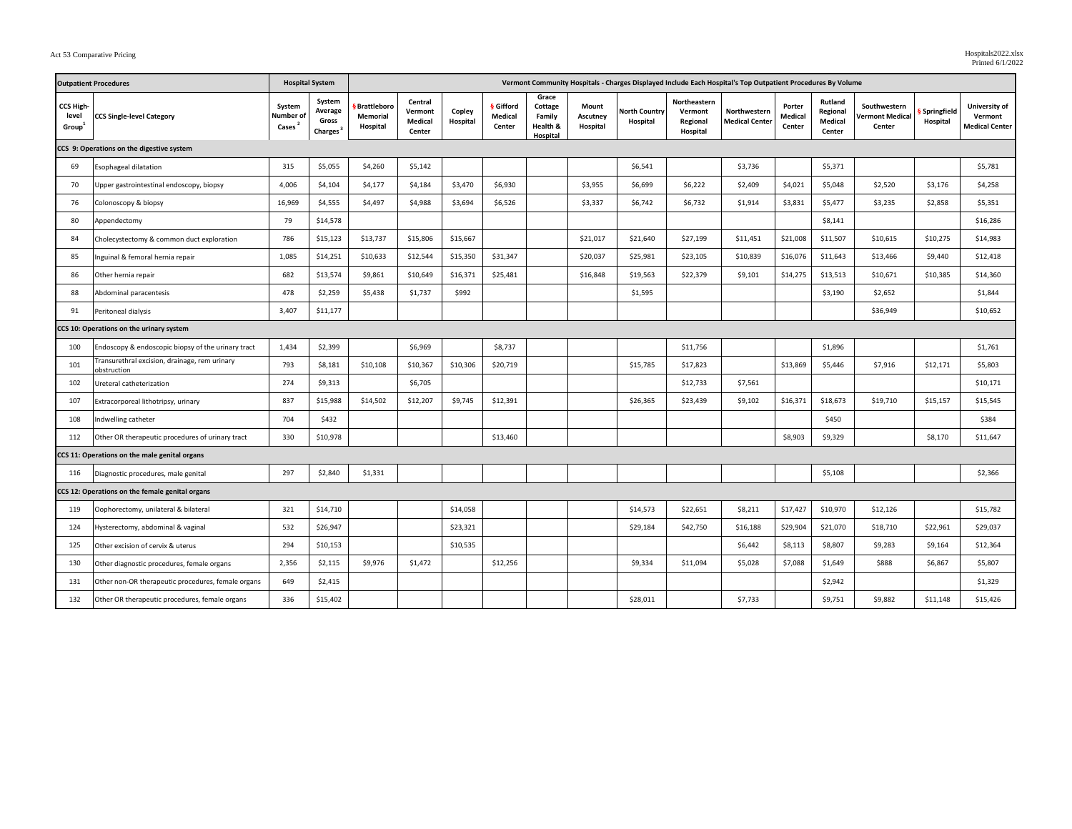| Outpatient Procedures | | Hospital System | | Vermont Community Hospitals - Charges Displayed Include Each Hospital's Top Outpatient Procedures By Volume | | | | | | | | | | | | | |
|---|---|---|---|---|---|---|---|---|---|---|---|---|---|---|---|---|---|
| CCS High-level Group[1] | CCS Single-level Category | System Number of Cases[2] | System Average Gross Charges[3] | § Brattleboro Memorial Hospital | Central Vermont Medical Center | Copley Hospital | § Gifford Medical Center | Grace Cottage Family Health & Hospital | Mount Ascutney Hospital | North Country Hospital | Northeastern Vermont Regional Hospital | Northwestern Medical Center | Porter Medical Center | Rutland Regional Medical Center | Southwestern Vermont Medical Center | § Springfield Hospital | University of Vermont Medical Center |
| **CCS 9: Operations on the digestive system** | | | | | | | | | | | | | | | | | |
| 69 | Esophageal dilatation | 315 | $5,055 | $4,260 | $5,142 | | | | | $6,541 | | $3,736 | | $5,371 | | | $5,781 |
| 70 | Upper gastrointestinal endoscopy, biopsy | 4,006 | $4,104 | $4,177 | $4,184 | $3,470 | $6,930 | | $3,955 | $6,699 | $6,222 | $2,409 | $4,021 | $5,048 | $2,520 | $3,176 | $4,258 |
| 76 | Colonoscopy & biopsy | 16,969 | $4,555 | $4,497 | $4,988 | $3,694 | $6,526 | | $3,337 | $6,742 | $6,732 | $1,914 | $3,831 | $5,477 | $3,235 | $2,858 | $5,351 |
| 80 | Appendectomy | 79 | $14,578 | | | | | | | | | | | $8,141 | | | $16,286 |
| 84 | Cholecystectomy & common duct exploration | 786 | $15,123 | $13,737 | $15,806 | $15,667 | | | $21,017 | $21,640 | $27,199 | $11,451 | $21,008 | $11,507 | $10,615 | $10,275 | $14,983 |
| 85 | Inguinal & femoral hernia repair | 1,085 | $14,251 | $10,633 | $12,544 | $15,350 | $31,347 | | $20,037 | $25,981 | $23,105 | $10,839 | $16,076 | $11,643 | $13,466 | $9,440 | $12,418 |
| 86 | Other hernia repair | 682 | $13,574 | $9,861 | $10,649 | $16,371 | $25,481 | | $16,848 | $19,563 | $22,379 | $9,101 | $14,275 | $13,513 | $10,671 | $10,385 | $14,360 |
| 88 | Abdominal paracentesis | 478 | $2,259 | $5,438 | $1,737 | $992 | | | | $1,595 | | | | $3,190 | $2,652 | | $1,844 |
| 91 | Peritoneal dialysis | 3,407 | $11,177 | | | | | | | | | | | | $36,949 | | $10,652 |
| **CCS 10: Operations on the urinary system** | | | | | | | | | | | | | | | | | |
| 100 | Endoscopy & endoscopic biopsy of the urinary tract | 1,434 | $2,399 | | $6,969 | | $8,737 | | | | $11,756 | | | $1,896 | | | $1,761 |
| 101 | Transurethral excision, drainage, rem urinary obstruction | 793 | $8,181 | $10,108 | $10,367 | $10,306 | $20,719 | | | $15,785 | $17,823 | | $13,869 | $5,446 | $7,916 | $12,171 | $5,803 |
| 102 | Ureteral catheterization | 274 | $9,313 | | $6,705 | | | | | | $12,733 | $7,561 | | | | | $10,171 |
| 107 | Extracorporeal lithotripsy, urinary | 837 | $15,988 | $14,502 | $12,207 | $9,745 | $12,391 | | | $26,365 | $23,439 | $9,102 | $16,371 | $18,673 | $19,710 | $15,157 | $15,545 |
| 108 | Indwelling catheter | 704 | $432 | | | | | | | | | | | $450 | | | $384 |
| 112 | Other OR therapeutic procedures of urinary tract | 330 | $10,978 | | | | $13,460 | | | | | | $8,903 | $9,329 | | $8,170 | $11,647 |
| **CCS 11: Operations on the male genital organs** | | | | | | | | | | | | | | | | | |
| 116 | Diagnostic procedures, male genital | 297 | $2,840 | $1,331 | | | | | | | | | | $5,108 | | | $2,366 |
| **CCS 12: Operations on the female genital organs** | | | | | | | | | | | | | | | | | |
| 119 | Oophorectomy, unilateral & bilateral | 321 | $14,710 | | | $14,058 | | | | $14,573 | $22,651 | $8,211 | $17,427 | $10,970 | $12,126 | | $15,782 |
| 124 | Hysterectomy, abdominal & vaginal | 532 | $26,947 | | | $23,321 | | | | $29,184 | $42,750 | $16,188 | $29,904 | $21,070 | $18,710 | $22,961 | $29,037 |
| 125 | Other excision of cervix & uterus | 294 | $10,153 | | | $10,535 | | | | | | $6,442 | $8,113 | $8,807 | $9,283 | $9,164 | $12,364 |
| 130 | Other diagnostic procedures, female organs | 2,356 | $2,115 | $9,976 | $1,472 | | $12,256 | | | $9,334 | $11,094 | $5,028 | $7,088 | $1,649 | $888 | $6,867 | $5,807 |
| 131 | Other non-OR therapeutic procedures, female organs | 649 | $2,415 | | | | | | | | | | | $2,942 | | | $1,329 |
| 132 | Other OR therapeutic procedures, female organs | 336 | $15,402 | | | | | | | $28,011 | | $7,733 | | $9,751 | $9,882 | $11,148 | $15,426 |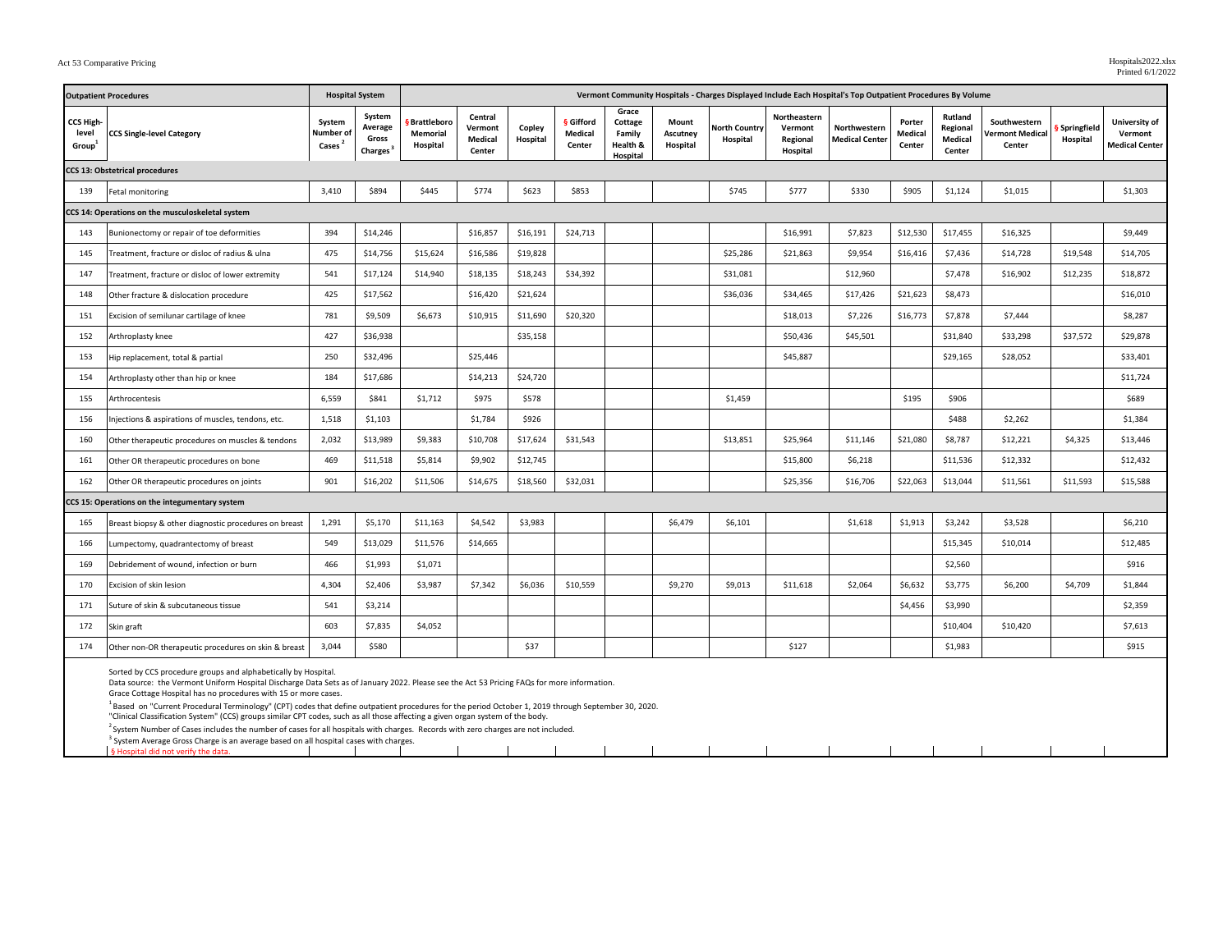| Outpatient Procedures | | Hospital System | | Vermont Community Hospitals - Charges Displayed Include Each Hospital's Top Outpatient Procedures By Volume | | | | | | | | | | | | | |
|---|---|---|---|---|---|---|---|---|---|---|---|---|---|---|---|---|---|
| CCS High-level Group[1] | CCS Single-level Category | System Number of Cases[2] | System Average Gross Charges[3] | § Brattleboro Memorial Hospital | Central Vermont Medical Center | Copley Hospital | § Gifford Medical Center | Grace Cottage Family Health & Hospital | Mount Ascutney Hospital | North Country Hospital | Northeastern Vermont Regional Hospital | Northwestern Medical Center | Porter Medical Center | Rutland Regional Medical Center | Southwestern Vermont Medical Center | § Springfield Hospital | University of Vermont Medical Center |
| **CCS 13: Obstetrical procedures** | | | | | | | | | | | | | | | | | |
| 139 | Fetal monitoring | 3,410 | $894 | $445 | $774 | $623 | $853 | | | $745 | $777 | $330 | $905 | $1,124 | $1,015 | | $1,303 |
| **CCS 14: Operations on the musculoskeletal system** | | | | | | | | | | | | | | | | | |
| 143 | Bunionectomy or repair of toe deformities | 394 | $14,246 | | $16,857 | $16,191 | $24,713 | | | | $16,991 | $7,823 | $12,530 | $17,455 | $16,325 | | $9,449 |
| 145 | Treatment, fracture or disloc of radius & ulna | 475 | $14,756 | $15,624 | $16,586 | $19,828 | | | | $25,286 | $21,863 | $9,954 | $16,416 | $7,436 | $14,728 | $19,548 | $14,705 |
| 147 | Treatment, fracture or disloc of lower extremity | 541 | $17,124 | $14,940 | $18,135 | $18,243 | $34,392 | | | $31,081 | | $12,960 | | $7,478 | $16,902 | $12,235 | $18,872 |
| 148 | Other fracture & dislocation procedure | 425 | $17,562 | | $16,420 | $21,624 | | | | $36,036 | $34,465 | $17,426 | $21,623 | $8,473 | | | $16,010 |
| 151 | Excision of semilunar cartilage of knee | 781 | $9,509 | $6,673 | $10,915 | $11,690 | $20,320 | | | | $18,013 | $7,226 | $16,773 | $7,878 | $7,444 | | $8,287 |
| 152 | Arthroplasty knee | 427 | $36,938 | | | $35,158 | | | | | $50,436 | $45,501 | | $31,840 | $33,298 | $37,572 | $29,878 |
| 153 | Hip replacement, total & partial | 250 | $32,496 | | $25,446 | | | | | | $45,887 | | | $29,165 | $28,052 | | $33,401 |
| 154 | Arthroplasty other than hip or knee | 184 | $17,686 | | $14,213 | $24,720 | | | | | | | | | | | $11,724 |
| 155 | Arthrocentesis | 6,559 | $841 | $1,712 | $975 | $578 | | | | $1,459 | | | $195 | $906 | | | $689 |
| 156 | Injections & aspirations of muscles, tendons, etc. | 1,518 | $1,103 | | $1,784 | $926 | | | | | | | | $488 | $2,262 | | $1,384 |
| 160 | Other therapeutic procedures on muscles & tendons | 2,032 | $13,989 | $9,383 | $10,708 | $17,624 | $31,543 | | | $13,851 | $25,964 | $11,146 | $21,080 | $8,787 | $12,221 | $4,325 | $13,446 |
| 161 | Other OR therapeutic procedures on bone | 469 | $11,518 | $5,814 | $9,902 | $12,745 | | | | | $15,800 | $6,218 | | $11,536 | $12,332 | | $12,432 |
| 162 | Other OR therapeutic procedures on joints | 901 | $16,202 | $11,506 | $14,675 | $18,560 | $32,031 | | | | $25,356 | $16,706 | $22,063 | $13,044 | $11,561 | $11,593 | $15,588 |
| **CCS 15: Operations on the integumentary system** | | | | | | | | | | | | | | | | | |
| 165 | Breast biopsy & other diagnostic procedures on breast | 1,291 | $5,170 | $11,163 | $4,542 | $3,983 | | | $6,479 | $6,101 | | $1,618 | $1,913 | $3,242 | $3,528 | | $6,210 |
| 166 | Lumpectomy, quadrantectomy of breast | 549 | $13,029 | $11,576 | $14,665 | | | | | | | | | $15,345 | $10,014 | | $12,485 |
| 169 | Debridement of wound, infection or burn | 466 | $1,993 | $1,071 | | | | | | | | | | $2,560 | | | $916 |
| 170 | Excision of skin lesion | 4,304 | $2,406 | $3,987 | $7,342 | $6,036 | $10,559 | | $9,270 | $9,013 | $11,618 | $2,064 | $6,632 | $3,775 | $6,200 | $4,709 | $1,844 |
| 171 | Suture of skin & subcutaneous tissue | 541 | $3,214 | | | | | | | | | | $4,456 | $3,990 | | | $2,359 |
| 172 | Skin graft | 603 | $7,835 | $4,052 | | | | | | | | | | $10,404 | $10,420 | | $7,613 |
| 174 | Other non-OR therapeutic procedures on skin & breast | 3,044 | $580 | | | $37 | | | | | $127 | | | $1,983 | | | $915 |

Sorted by CCS procedure groups and alphabetically by Hospital.
Data source: the Vermont Uniform Hospital Discharge Data Sets as of January 2022. Please see the Act 53 Pricing FAQs for more information.
Grace Cottage Hospital has no procedures with 15 or more cases.
[1] Based on "Current Procedural Terminology" (CPT) codes that define outpatient procedures for the period October 1, 2019 through September 30, 2020.
"Clinical Classification System" (CCS) groups similar CPT codes, such as all those affecting a given organ system of the body.
[2] System Number of Cases includes the number of cases for all hospitals with charges. Records with zero charges are not included.
[3] System Average Gross Charge is an average based on all hospital cases with charges.
§ Hospital did not verify the data.